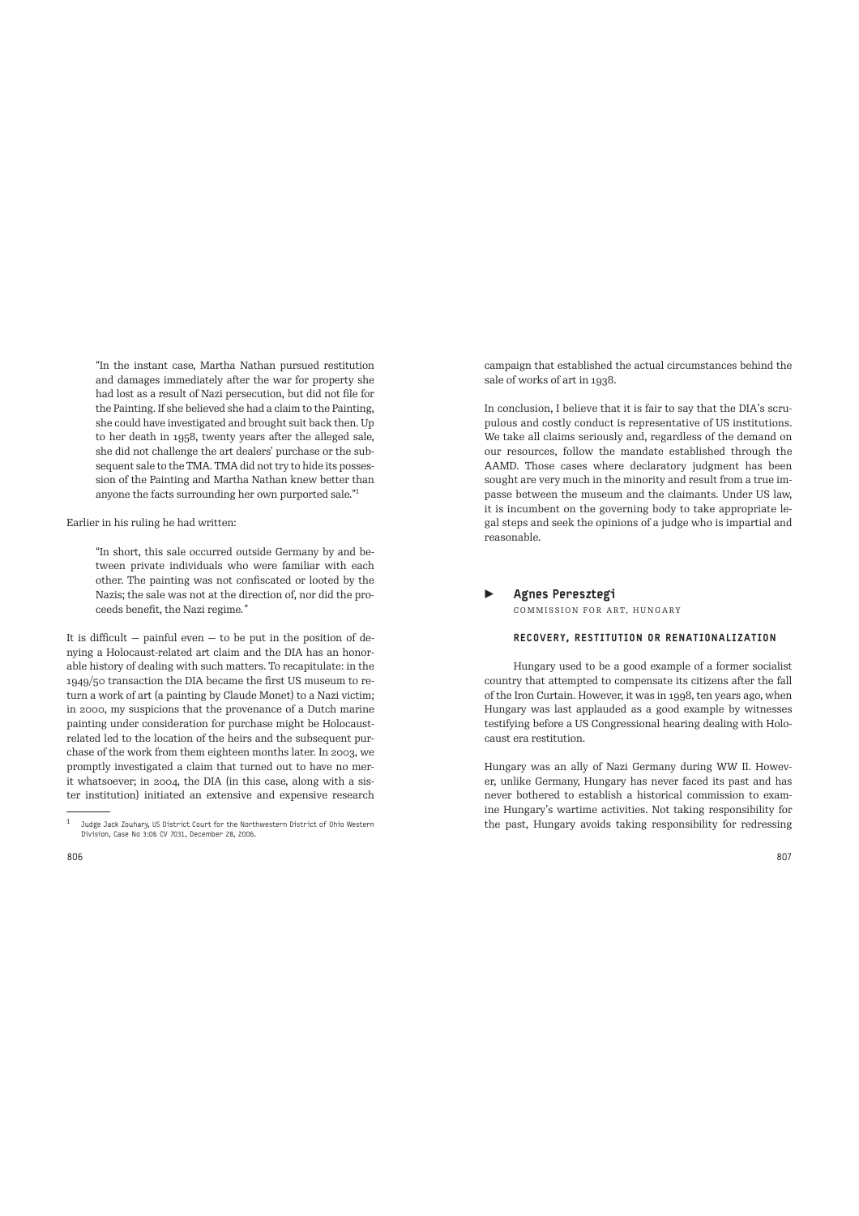> "In the instant case, Martha Nathan pursued restitution and damages immediately after the war for property she had lost as a result of Nazi persecution, but did not file for the Painting. If she believed she had a claim to the Painting, she could have investigated and brought suit back then. Up to her death in 1958, twenty years after the alleged sale, she did not challenge the art dealers' purchase or the subsequent sale to the TMA. TMA did not try to hide its possession of the Painting and Martha Nathan knew better than anyone the facts surrounding her own purported sale."[1]

Earlier in his ruling he had written:

> "In short, this sale occurred outside Germany by and between private individuals who were familiar with each other. The painting was not confiscated or looted by the Nazis; the sale was not at the direction of, nor did the proceeds benefit, the Nazi regime."

It is difficult — painful even — to be put in the position of denying a Holocaust-related art claim and the DIA has an honorable history of dealing with such matters. To recapitulate: in the 1949/50 transaction the DIA became the first US museum to return a work of art (a painting by Claude Monet) to a Nazi victim; in 2000, my suspicions that the provenance of a Dutch marine painting under consideration for purchase might be Holocaust-related led to the location of the heirs and the subsequent purchase of the work from them eighteen months later. In 2003, we promptly investigated a claim that turned out to have no merit whatsoever; in 2004, the DIA (in this case, along with a sister institution) initiated an extensive and expensive research campaign that established the actual circumstances behind the sale of works of art in 1938.

In conclusion, I believe that it is fair to say that the DIA's scrupulous and costly conduct is representative of US institutions. We take all claims seriously and, regardless of the demand on our resources, follow the mandate established through the AAMD. Those cases where declaratory judgment has been sought are very much in the minority and result from a true impasse between the museum and the claimants. Under US law, it is incumbent on the governing body to take appropriate legal steps and seek the opinions of a judge who is impartial and reasonable.

[1] Judge Jack Zouhary, US District Court for the Northwestern District of Ohio Western Division, Case No 3:06 CV 7031, December 28, 2006.

## ► Agnes Peresztegi

COMMISSION FOR ART, HUNGARY

### RECOVERY, RESTITUTION OR RENATIONALIZATION

Hungary used to be a good example of a former socialist country that attempted to compensate its citizens after the fall of the Iron Curtain. However, it was in 1998, ten years ago, when Hungary was last applauded as a good example by witnesses testifying before a US Congressional hearing dealing with Holocaust era restitution.

Hungary was an ally of Nazi Germany during WW II. However, unlike Germany, Hungary has never faced its past and has never bothered to establish a historical commission to examine Hungary's wartime activities. Not taking responsibility for the past, Hungary avoids taking responsibility for redressing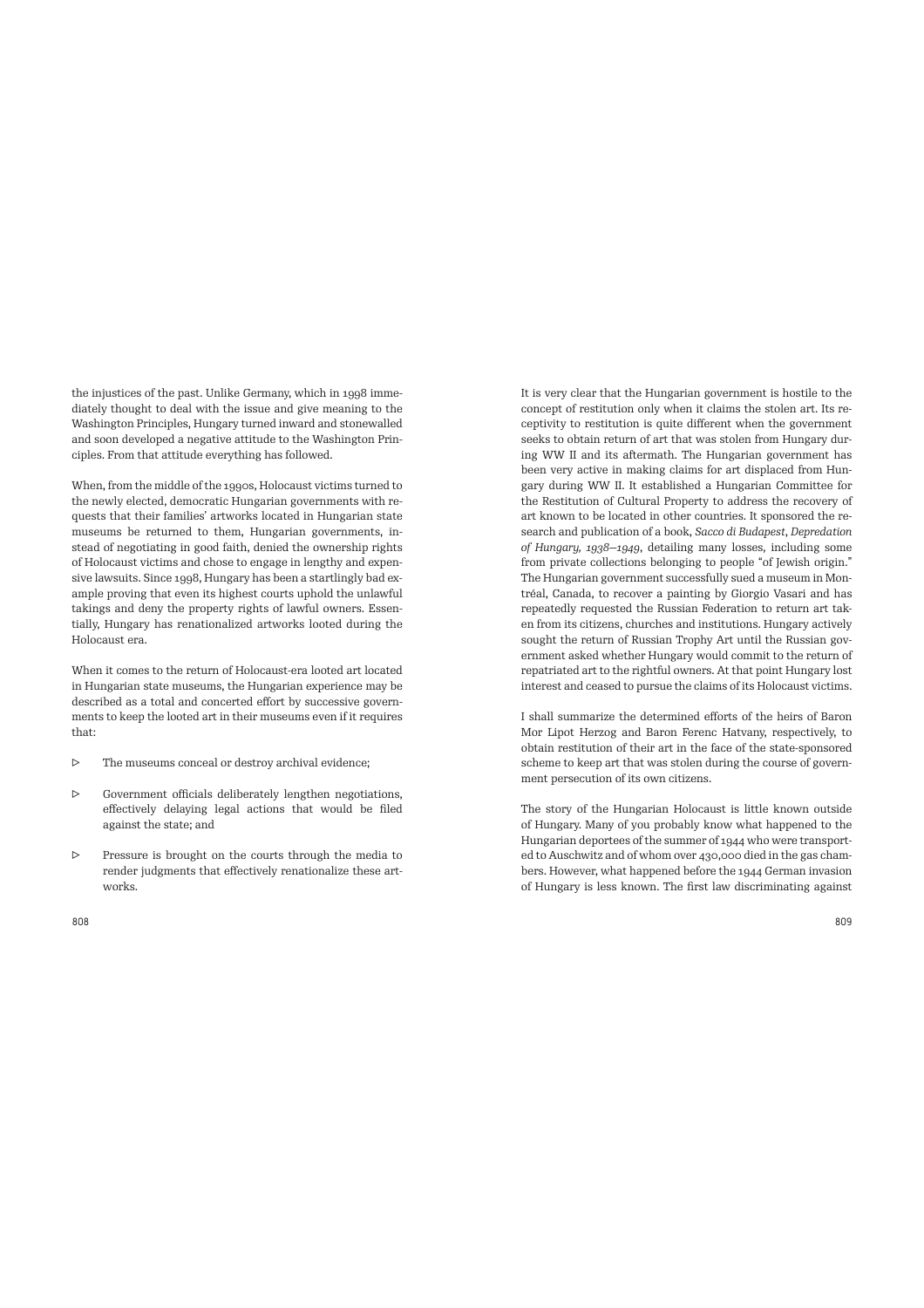the injustices of the past. Unlike Germany, which in 1998 immediately thought to deal with the issue and give meaning to the Washington Principles, Hungary turned inward and stonewalled and soon developed a negative attitude to the Washington Principles. From that attitude everything has followed.

When, from the middle of the 1990s, Holocaust victims turned to the newly elected, democratic Hungarian governments with requests that their families' artworks located in Hungarian state museums be returned to them, Hungarian governments, instead of negotiating in good faith, denied the ownership rights of Holocaust victims and chose to engage in lengthy and expensive lawsuits. Since 1998, Hungary has been a startlingly bad example proving that even its highest courts uphold the unlawful takings and deny the property rights of lawful owners. Essentially, Hungary has renationalized artworks looted during the Holocaust era.

When it comes to the return of Holocaust-era looted art located in Hungarian state museums, the Hungarian experience may be described as a total and concerted effort by successive governments to keep the looted art in their museums even if it requires that:

- The museums conceal or destroy archival evidence;
- Government officials deliberately lengthen negotiations, effectively delaying legal actions that would be filed against the state; and
- Pressure is brought on the courts through the media to render judgments that effectively renationalize these artworks.

It is very clear that the Hungarian government is hostile to the concept of restitution only when it claims the stolen art. Its receptivity to restitution is quite different when the government seeks to obtain return of art that was stolen from Hungary during WW II and its aftermath. The Hungarian government has been very active in making claims for art displaced from Hungary during WW II. It established a Hungarian Committee for the Restitution of Cultural Property to address the recovery of art known to be located in other countries. It sponsored the research and publication of a book, *Sacco di Budapest*, *Depredation of Hungary, 1938–1949*, detailing many losses, including some from private collections belonging to people "of Jewish origin." The Hungarian government successfully sued a museum in Montréal, Canada, to recover a painting by Giorgio Vasari and has repeatedly requested the Russian Federation to return art taken from its citizens, churches and institutions. Hungary actively sought the return of Russian Trophy Art until the Russian government asked whether Hungary would commit to the return of repatriated art to the rightful owners. At that point Hungary lost interest and ceased to pursue the claims of its Holocaust victims.

I shall summarize the determined efforts of the heirs of Baron Mor Lipot Herzog and Baron Ferenc Hatvany, respectively, to obtain restitution of their art in the face of the state-sponsored scheme to keep art that was stolen during the course of government persecution of its own citizens.

The story of the Hungarian Holocaust is little known outside of Hungary. Many of you probably know what happened to the Hungarian deportees of the summer of 1944 who were transported to Auschwitz and of whom over 430,000 died in the gas chambers. However, what happened before the 1944 German invasion of Hungary is less known. The first law discriminating against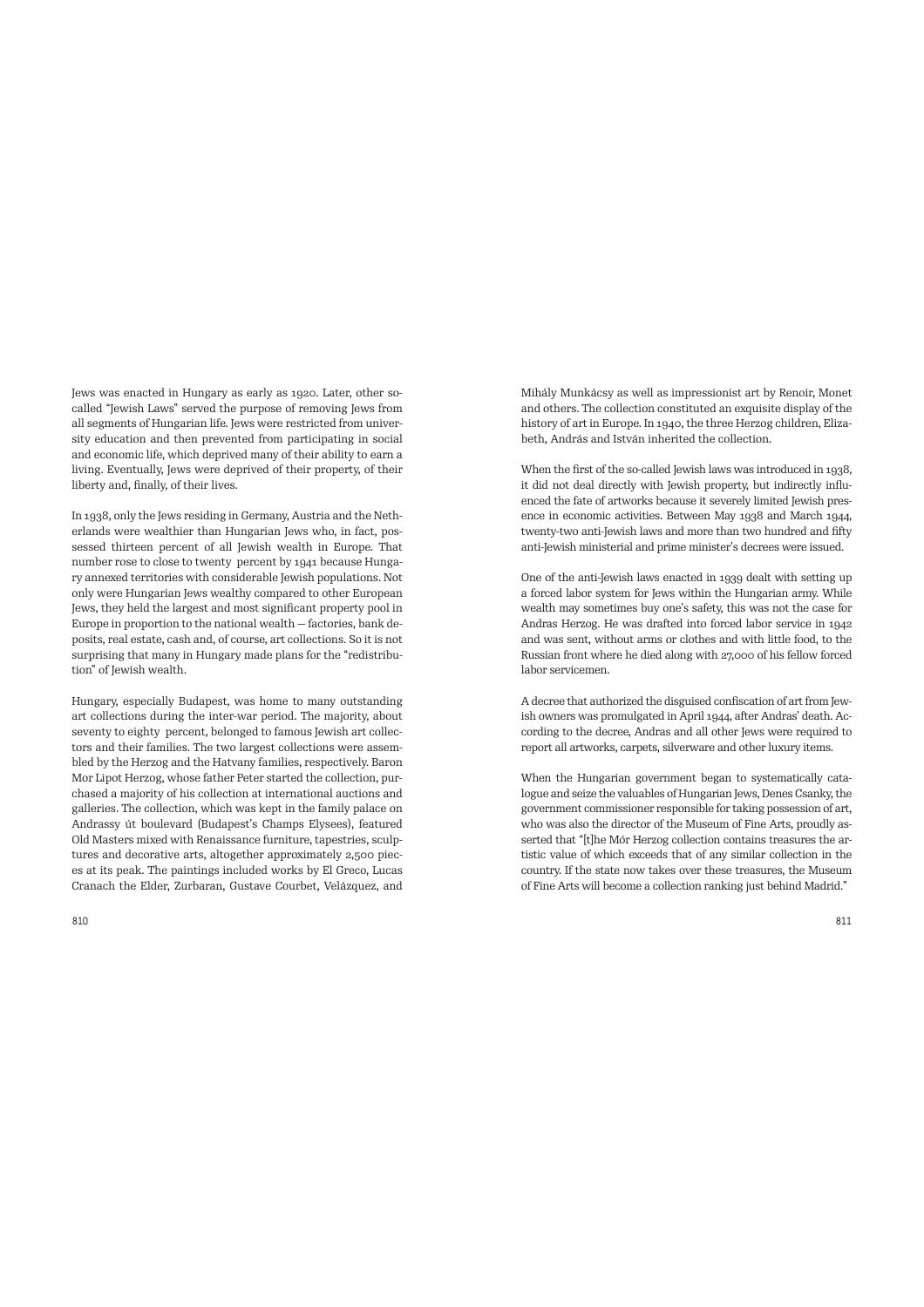Jews was enacted in Hungary as early as 1920. Later, other so-called "Jewish Laws" served the purpose of removing Jews from all segments of Hungarian life. Jews were restricted from university education and then prevented from participating in social and economic life, which deprived many of their ability to earn a living. Eventually, Jews were deprived of their property, of their liberty and, finally, of their lives.

In 1938, only the Jews residing in Germany, Austria and the Netherlands were wealthier than Hungarian Jews who, in fact, possessed thirteen percent of all Jewish wealth in Europe. That number rose to close to twenty percent by 1941 because Hungary annexed territories with considerable Jewish populations. Not only were Hungarian Jews wealthy compared to other European Jews, they held the largest and most significant property pool in Europe in proportion to the national wealth — factories, bank deposits, real estate, cash and, of course, art collections. So it is not surprising that many in Hungary made plans for the "redistribution" of Jewish wealth.

Hungary, especially Budapest, was home to many outstanding art collections during the inter-war period. The majority, about seventy to eighty percent, belonged to famous Jewish art collectors and their families. The two largest collections were assembled by the Herzog and the Hatvany families, respectively. Baron Mor Lipot Herzog, whose father Peter started the collection, purchased a majority of his collection at international auctions and galleries. The collection, which was kept in the family palace on Andrassy út boulevard (Budapest's Champs Elysees), featured Old Masters mixed with Renaissance furniture, tapestries, sculptures and decorative arts, altogether approximately 2,500 pieces at its peak. The paintings included works by El Greco, Lucas Cranach the Elder, Zurbaran, Gustave Courbet, Velázquez, and Mihály Munkácsy as well as impressionist art by Renoir, Monet and others. The collection constituted an exquisite display of the history of art in Europe. In 1940, the three Herzog children, Elizabeth, András and István inherited the collection.

When the first of the so-called Jewish laws was introduced in 1938, it did not deal directly with Jewish property, but indirectly influenced the fate of artworks because it severely limited Jewish presence in economic activities. Between May 1938 and March 1944, twenty-two anti-Jewish laws and more than two hundred and fifty anti-Jewish ministerial and prime minister's decrees were issued.

One of the anti-Jewish laws enacted in 1939 dealt with setting up a forced labor system for Jews within the Hungarian army. While wealth may sometimes buy one's safety, this was not the case for Andras Herzog. He was drafted into forced labor service in 1942 and was sent, without arms or clothes and with little food, to the Russian front where he died along with 27,000 of his fellow forced labor servicemen.

A decree that authorized the disguised confiscation of art from Jewish owners was promulgated in April 1944, after Andras' death. According to the decree, Andras and all other Jews were required to report all artworks, carpets, silverware and other luxury items.

When the Hungarian government began to systematically catalogue and seize the valuables of Hungarian Jews, Denes Csanky, the government commissioner responsible for taking possession of art, who was also the director of the Museum of Fine Arts, proudly asserted that "[t]he Mór Herzog collection contains treasures the artistic value of which exceeds that of any similar collection in the country. If the state now takes over these treasures, the Museum of Fine Arts will become a collection ranking just behind Madrid."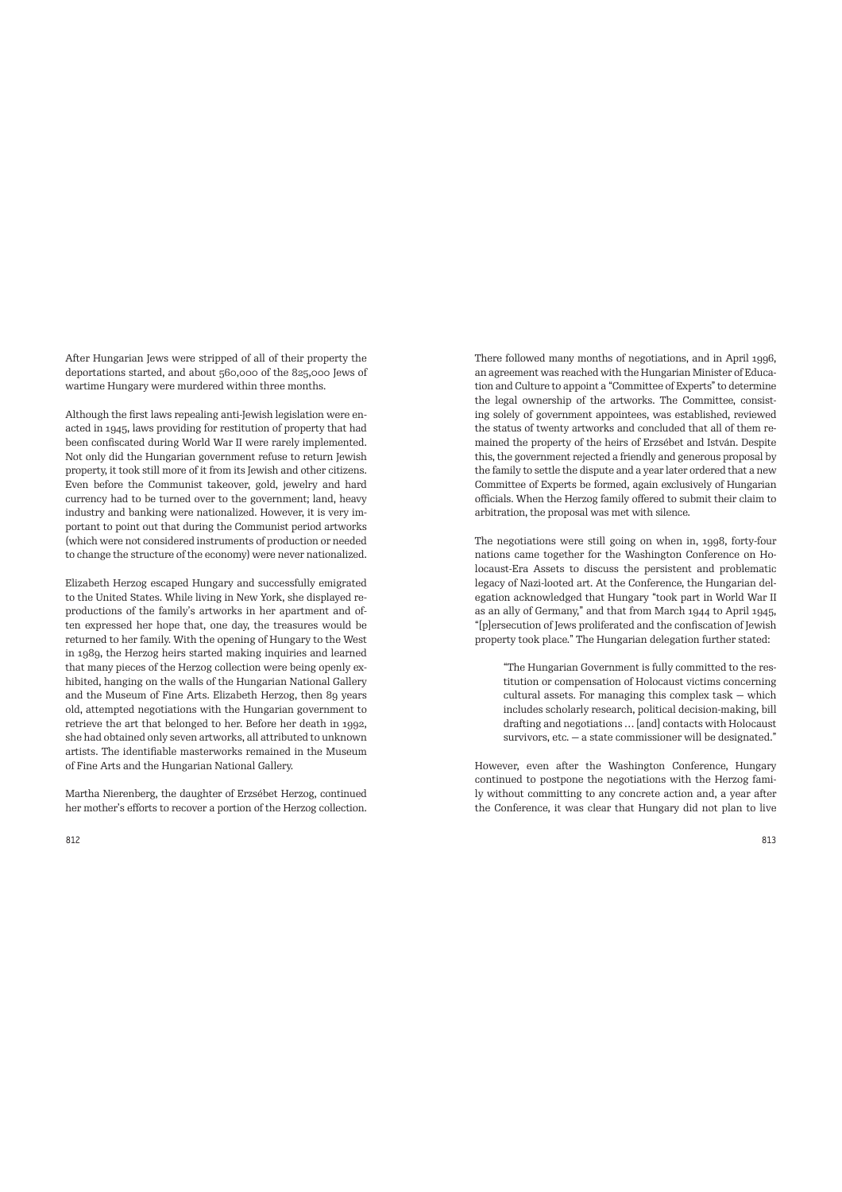After Hungarian Jews were stripped of all of their property the deportations started, and about 560,000 of the 825,000 Jews of wartime Hungary were murdered within three months.

Although the first laws repealing anti-Jewish legislation were enacted in 1945, laws providing for restitution of property that had been confiscated during World War II were rarely implemented. Not only did the Hungarian government refuse to return Jewish property, it took still more of it from its Jewish and other citizens. Even before the Communist takeover, gold, jewelry and hard currency had to be turned over to the government; land, heavy industry and banking were nationalized. However, it is very important to point out that during the Communist period artworks (which were not considered instruments of production or needed to change the structure of the economy) were never nationalized.

Elizabeth Herzog escaped Hungary and successfully emigrated to the United States. While living in New York, she displayed reproductions of the family's artworks in her apartment and often expressed her hope that, one day, the treasures would be returned to her family. With the opening of Hungary to the West in 1989, the Herzog heirs started making inquiries and learned that many pieces of the Herzog collection were being openly exhibited, hanging on the walls of the Hungarian National Gallery and the Museum of Fine Arts. Elizabeth Herzog, then 89 years old, attempted negotiations with the Hungarian government to retrieve the art that belonged to her. Before her death in 1992, she had obtained only seven artworks, all attributed to unknown artists. The identifiable masterworks remained in the Museum of Fine Arts and the Hungarian National Gallery.

Martha Nierenberg, the daughter of Erzsébet Herzog, continued her mother's efforts to recover a portion of the Herzog collection. There followed many months of negotiations, and in April 1996, an agreement was reached with the Hungarian Minister of Education and Culture to appoint a "Committee of Experts" to determine the legal ownership of the artworks. The Committee, consisting solely of government appointees, was established, reviewed the status of twenty artworks and concluded that all of them remained the property of the heirs of Erzsébet and István. Despite this, the government rejected a friendly and generous proposal by the family to settle the dispute and a year later ordered that a new Committee of Experts be formed, again exclusively of Hungarian officials. When the Herzog family offered to submit their claim to arbitration, the proposal was met with silence.

The negotiations were still going on when in, 1998, forty-four nations came together for the Washington Conference on Holocaust-Era Assets to discuss the persistent and problematic legacy of Nazi-looted art. At the Conference, the Hungarian delegation acknowledged that Hungary "took part in World War II as an ally of Germany," and that from March 1944 to April 1945, "[p]ersecution of Jews proliferated and the confiscation of Jewish property took place." The Hungarian delegation further stated:

> "The Hungarian Government is fully committed to the restitution or compensation of Holocaust victims concerning cultural assets. For managing this complex task — which includes scholarly research, political decision-making, bill drafting and negotiations … [and] contacts with Holocaust survivors, etc. — a state commissioner will be designated."

However, even after the Washington Conference, Hungary continued to postpone the negotiations with the Herzog family without committing to any concrete action and, a year after the Conference, it was clear that Hungary did not plan to live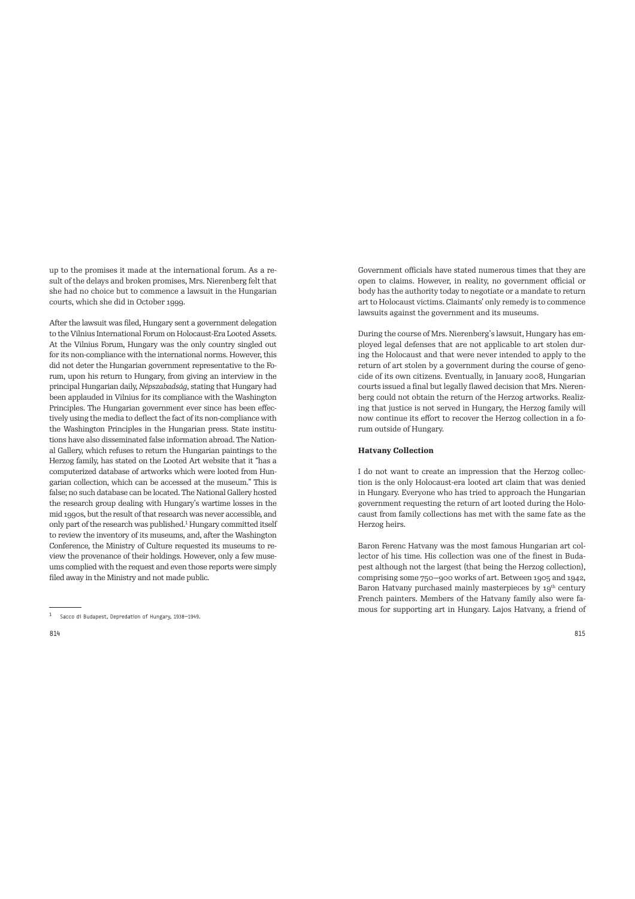up to the promises it made at the international forum. As a result of the delays and broken promises, Mrs. Nierenberg felt that she had no choice but to commence a lawsuit in the Hungarian courts, which she did in October 1999.

After the lawsuit was filed, Hungary sent a government delegation to the Vilnius International Forum on Holocaust-Era Looted Assets. At the Vilnius Forum, Hungary was the only country singled out for its non-compliance with the international norms. However, this did not deter the Hungarian government representative to the Forum, upon his return to Hungary, from giving an interview in the principal Hungarian daily, *Népszabadság*, stating that Hungary had been applauded in Vilnius for its compliance with the Washington Principles. The Hungarian government ever since has been effectively using the media to deflect the fact of its non-compliance with the Washington Principles in the Hungarian press. State institutions have also disseminated false information abroad. The National Gallery, which refuses to return the Hungarian paintings to the Herzog family, has stated on the Looted Art website that it "has a computerized database of artworks which were looted from Hungarian collection, which can be accessed at the museum." This is false; no such database can be located. The National Gallery hosted the research group dealing with Hungary's wartime losses in the mid 1990s, but the result of that research was never accessible, and only part of the research was published.[1] Hungary committed itself to review the inventory of its museums, and, after the Washington Conference, the Ministry of Culture requested its museums to review the provenance of their holdings. However, only a few museums complied with the request and even those reports were simply filed away in the Ministry and not made public.

Government officials have stated numerous times that they are open to claims. However, in reality, no government official or body has the authority today to negotiate or a mandate to return art to Holocaust victims. Claimants' only remedy is to commence lawsuits against the government and its museums.

During the course of Mrs. Nierenberg's lawsuit, Hungary has employed legal defenses that are not applicable to art stolen during the Holocaust and that were never intended to apply to the return of art stolen by a government during the course of genocide of its own citizens. Eventually, in January 2008, Hungarian courts issued a final but legally flawed decision that Mrs. Nierenberg could not obtain the return of the Herzog artworks. Realizing that justice is not served in Hungary, the Herzog family will now continue its effort to recover the Herzog collection in a forum outside of Hungary.

### Hatvany Collection

I do not want to create an impression that the Herzog collection is the only Holocaust-era looted art claim that was denied in Hungary. Everyone who has tried to approach the Hungarian government requesting the return of art looted during the Holocaust from family collections has met with the same fate as the Herzog heirs.

Baron Ferenc Hatvany was the most famous Hungarian art collector of his time. His collection was one of the finest in Budapest although not the largest (that being the Herzog collection), comprising some 750—900 works of art. Between 1905 and 1942, Baron Hatvany purchased mainly masterpieces by 19th century French painters. Members of the Hatvany family also were famous for supporting art in Hungary. Lajos Hatvany, a friend of

---

[1] Sacco di Budapest, Depredation of Hungary, 1938—1949.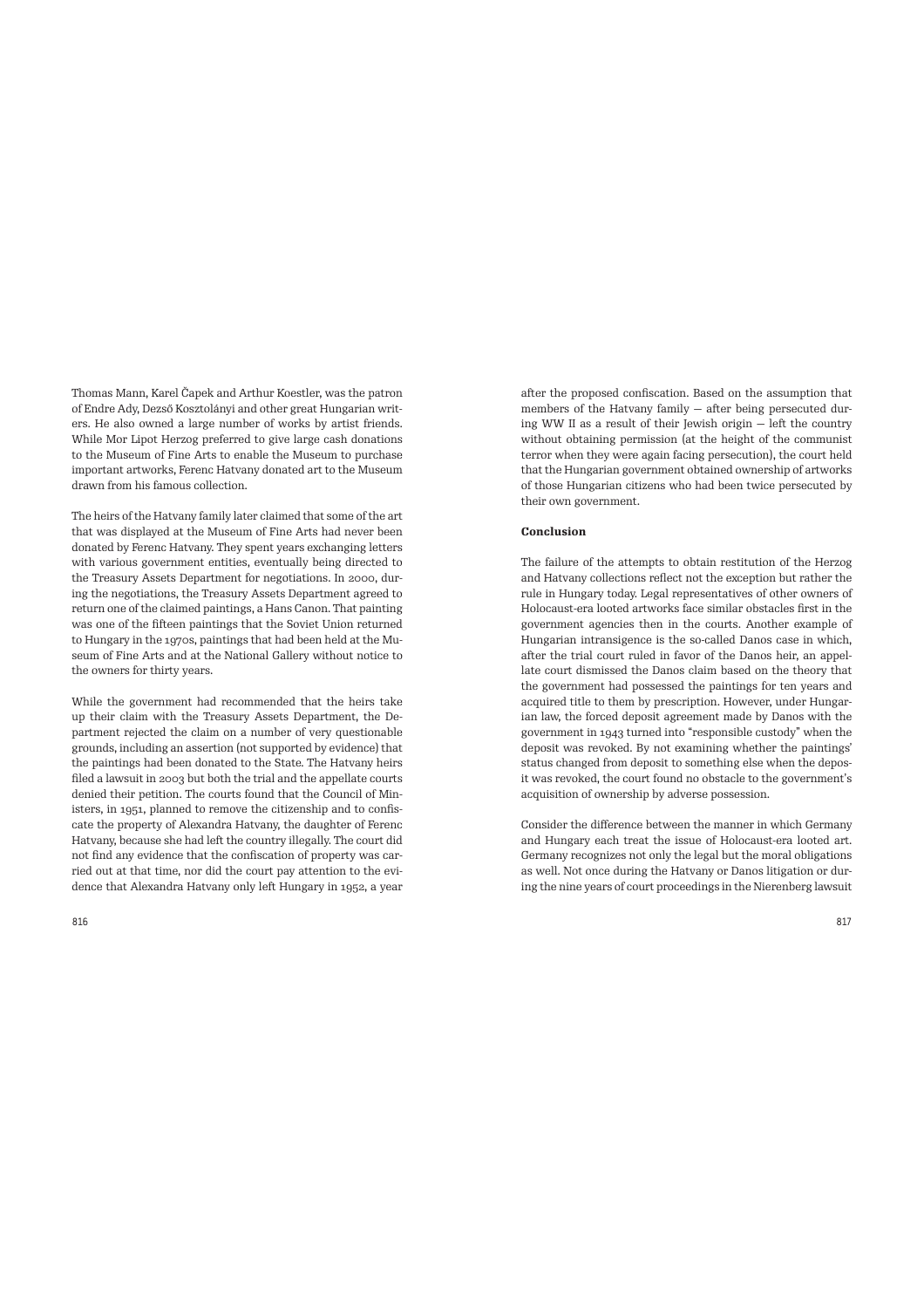Thomas Mann, Karel Čapek and Arthur Koestler, was the patron of Endre Ady, Dezső Kosztolányi and other great Hungarian writers. He also owned a large number of works by artist friends. While Mor Lipot Herzog preferred to give large cash donations to the Museum of Fine Arts to enable the Museum to purchase important artworks, Ferenc Hatvany donated art to the Museum drawn from his famous collection.

The heirs of the Hatvany family later claimed that some of the art that was displayed at the Museum of Fine Arts had never been donated by Ferenc Hatvany. They spent years exchanging letters with various government entities, eventually being directed to the Treasury Assets Department for negotiations. In 2000, during the negotiations, the Treasury Assets Department agreed to return one of the claimed paintings, a Hans Canon. That painting was one of the fifteen paintings that the Soviet Union returned to Hungary in the 1970s, paintings that had been held at the Museum of Fine Arts and at the National Gallery without notice to the owners for thirty years.

While the government had recommended that the heirs take up their claim with the Treasury Assets Department, the Department rejected the claim on a number of very questionable grounds, including an assertion (not supported by evidence) that the paintings had been donated to the State. The Hatvany heirs filed a lawsuit in 2003 but both the trial and the appellate courts denied their petition. The courts found that the Council of Ministers, in 1951, planned to remove the citizenship and to confiscate the property of Alexandra Hatvany, the daughter of Ferenc Hatvany, because she had left the country illegally. The court did not find any evidence that the confiscation of property was carried out at that time, nor did the court pay attention to the evidence that Alexandra Hatvany only left Hungary in 1952, a year after the proposed confiscation. Based on the assumption that members of the Hatvany family – after being persecuted during WW II as a result of their Jewish origin – left the country without obtaining permission (at the height of the communist terror when they were again facing persecution), the court held that the Hungarian government obtained ownership of artworks of those Hungarian citizens who had been twice persecuted by their own government.

**Conclusion**

The failure of the attempts to obtain restitution of the Herzog and Hatvany collections reflect not the exception but rather the rule in Hungary today. Legal representatives of other owners of Holocaust-era looted artworks face similar obstacles first in the government agencies then in the courts. Another example of Hungarian intransigence is the so-called Danos case in which, after the trial court ruled in favor of the Danos heir, an appellate court dismissed the Danos claim based on the theory that the government had possessed the paintings for ten years and acquired title to them by prescription. However, under Hungarian law, the forced deposit agreement made by Danos with the government in 1943 turned into "responsible custody" when the deposit was revoked. By not examining whether the paintings' status changed from deposit to something else when the deposit was revoked, the court found no obstacle to the government's acquisition of ownership by adverse possession.

Consider the difference between the manner in which Germany and Hungary each treat the issue of Holocaust-era looted art. Germany recognizes not only the legal but the moral obligations as well. Not once during the Hatvany or Danos litigation or during the nine years of court proceedings in the Nierenberg lawsuit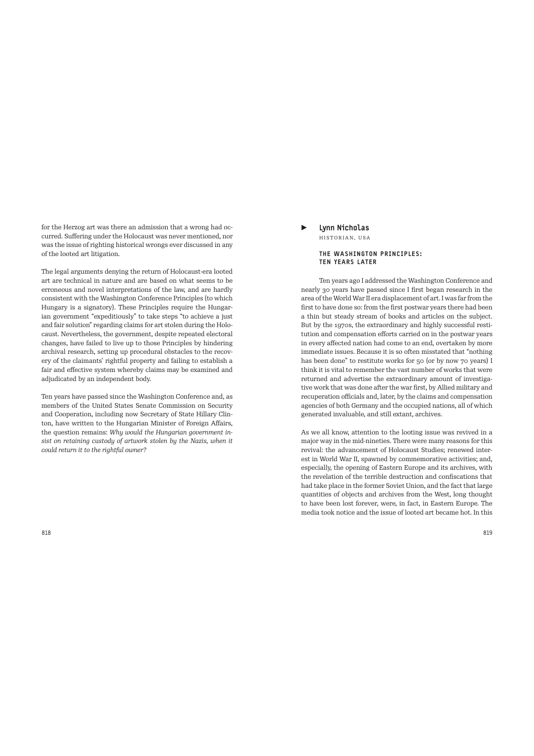for the Herzog art was there an admission that a wrong had occurred. Suffering under the Holocaust was never mentioned, nor was the issue of righting historical wrongs ever discussed in any of the looted art litigation.

The legal arguments denying the return of Holocaust-era looted art are technical in nature and are based on what seems to be erroneous and novel interpretations of the law, and are hardly consistent with the Washington Conference Principles (to which Hungary is a signatory). These Principles require the Hungarian government "expeditiously" to take steps "to achieve a just and fair solution" regarding claims for art stolen during the Holocaust. Nevertheless, the government, despite repeated electoral changes, have failed to live up to those Principles by hindering archival research, setting up procedural obstacles to the recovery of the claimants' rightful property and failing to establish a fair and effective system whereby claims may be examined and adjudicated by an independent body.

Ten years have passed since the Washington Conference and, as members of the United States Senate Commission on Security and Cooperation, including now Secretary of State Hillary Clinton, have written to the Hungarian Minister of Foreign Affairs, the question remains: *Why would the Hungarian government insist on retaining custody of artwork stolen by the Nazis, when it could return it to the rightful owner?*

## Lynn Nicholas

HISTORIAN, USA

### THE WASHINGTON PRINCIPLES: TEN YEARS LATER

Ten years ago I addressed the Washington Conference and nearly 30 years have passed since I first began research in the area of the World War II era displacement of art. I was far from the first to have done so: from the first postwar years there had been a thin but steady stream of books and articles on the subject. But by the 1970s, the extraordinary and highly successful restitution and compensation efforts carried on in the postwar years in every affected nation had come to an end, overtaken by more immediate issues. Because it is so often misstated that "nothing has been done" to restitute works for 50 (or by now 70 years) I think it is vital to remember the vast number of works that were returned and advertise the extraordinary amount of investigative work that was done after the war first, by Allied military and recuperation officials and, later, by the claims and compensation agencies of both Germany and the occupied nations, all of which generated invaluable, and still extant, archives.

As we all know, attention to the looting issue was revived in a major way in the mid-nineties. There were many reasons for this revival: the advancement of Holocaust Studies; renewed interest in World War II, spawned by commemorative activities; and, especially, the opening of Eastern Europe and its archives, with the revelation of the terrible destruction and confiscations that had take place in the former Soviet Union, and the fact that large quantities of objects and archives from the West, long thought to have been lost forever, were, in fact, in Eastern Europe. The media took notice and the issue of looted art became hot. In this